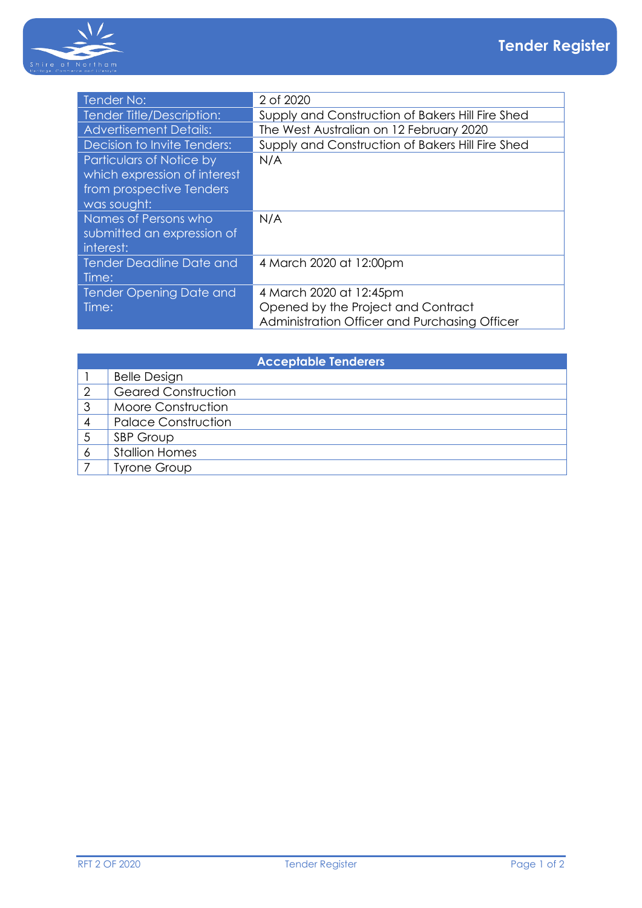# Tender Register

| Tender No: | 2 of 2020 |
| --- | --- |
| Tender Title/Description: | Supply and Construction of Bakers Hill Fire Shed |
| Advertisement Details: | The West Australian on 12 February 2020 |
| Decision to Invite Tenders: | Supply and Construction of Bakers Hill Fire Shed |
| Particulars of Notice by which expression of interest from prospective Tenders was sought: | N/A |
| Names of Persons who submitted an expression of interest: | N/A |
| Tender Deadline Date and Time: | 4 March 2020 at 12:00pm |
| Tender Opening Date and Time: | 4 March 2020 at 12:45pm<br>Opened by the Project and Contract Administration Officer and Purchasing Officer |

| Acceptable Tenderers | |
| --- | --- |
| 1 | Belle Design |
| 2 | Geared Construction |
| 3 | Moore Construction |
| 4 | Palace Construction |
| 5 | SBP Group |
| 6 | Stallion Homes |
| 7 | Tyrone Group |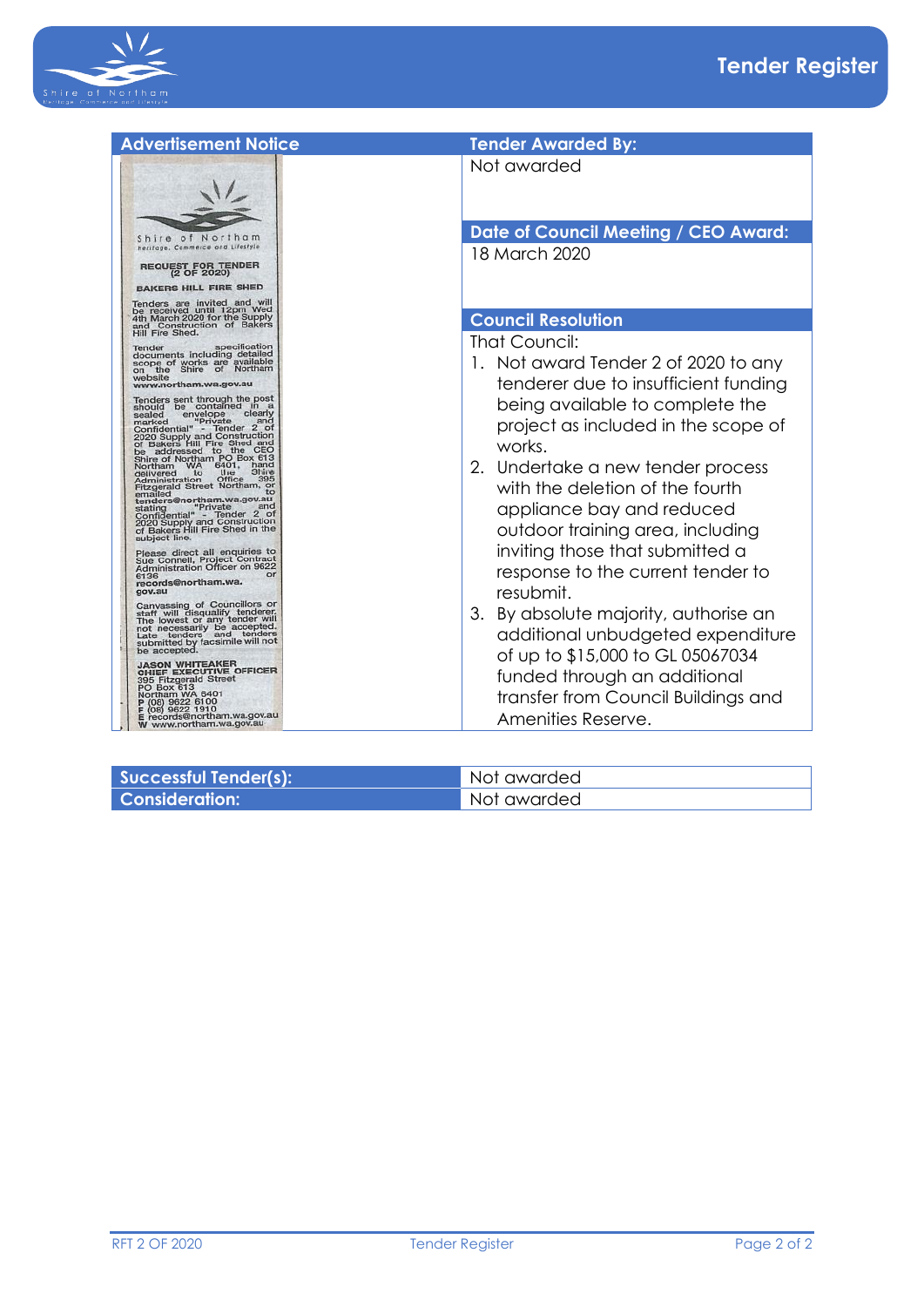# Tender Register

| Advertisement Notice | Tender Awarded By: |
|---|---|
| Shire of Northam<br>Heritage, Commerce and Lifestyle<br><br>**REQUEST FOR TENDER (2 OF 2020)**<br><br>**BAKERS HILL FIRE SHED**<br><br>Tenders are invited and will be received until 12pm Wed 4th March 2020 for the Supply and Construction of Bakers Hill Fire Shed.<br><br>Tender specification documents including detailed scope of works are available on the Shire of Northam website **www.northam.wa.gov.au**<br><br>Tenders sent through the post should be contained in a sealed envelope clearly marked "Private and Confidential" - Tender 2 of 2020 Supply and Construction of Bakers Hill Fire Shed and be addressed to the CEO Shire of Northam PO Box 613 Northam WA 6401, hand delivered to the Shire Administration Office 395 Fitzgerald Street Northam, or emailed to **tenders@northam.wa.gov.au** stating "Private and Confidential" - Tender 2 of 2020 Supply and Construction of Bakers Hill Fire Shed in the subject line.<br><br>Please direct all enquiries to Sue Connell, Project Contract Administration Officer on 9622 6136 or **records@northam.wa.gov.au**<br><br>Canvassing of Councillors or staff will disqualify tenderer. The lowest or any tender will not necessarily be accepted. Late tenders and tenders submitted by facsimile will not be accepted.<br><br>**JASON WHITEAKER**<br>**CHIEF EXECUTIVE OFFICER**<br>395 Fitzgerald Street<br>PO Box 613<br>Northam WA 6401<br>P (08) 9622 6100<br>F (08) 9622 1910<br>E records@northam.wa.gov.au<br>W www.northam.wa.gov.au | Not awarded<br><br>**Date of Council Meeting / CEO Award:**<br><br>18 March 2020<br><br>**Council Resolution**<br><br>That Council:<br>1. Not award Tender 2 of 2020 to any tenderer due to insufficient funding being available to complete the project as included in the scope of works.<br>2. Undertake a new tender process with the deletion of the fourth appliance bay and reduced outdoor training area, including inviting those that submitted a response to the current tender to resubmit.<br>3. By absolute majority, authorise an additional unbudgeted expenditure of up to $15,000 to GL 05067034 funded through an additional transfer from Council Buildings and Amenities Reserve. |

| | |
|---|---|
| **Successful Tender(s):** | Not awarded |
| **Consideration:** | Not awarded |